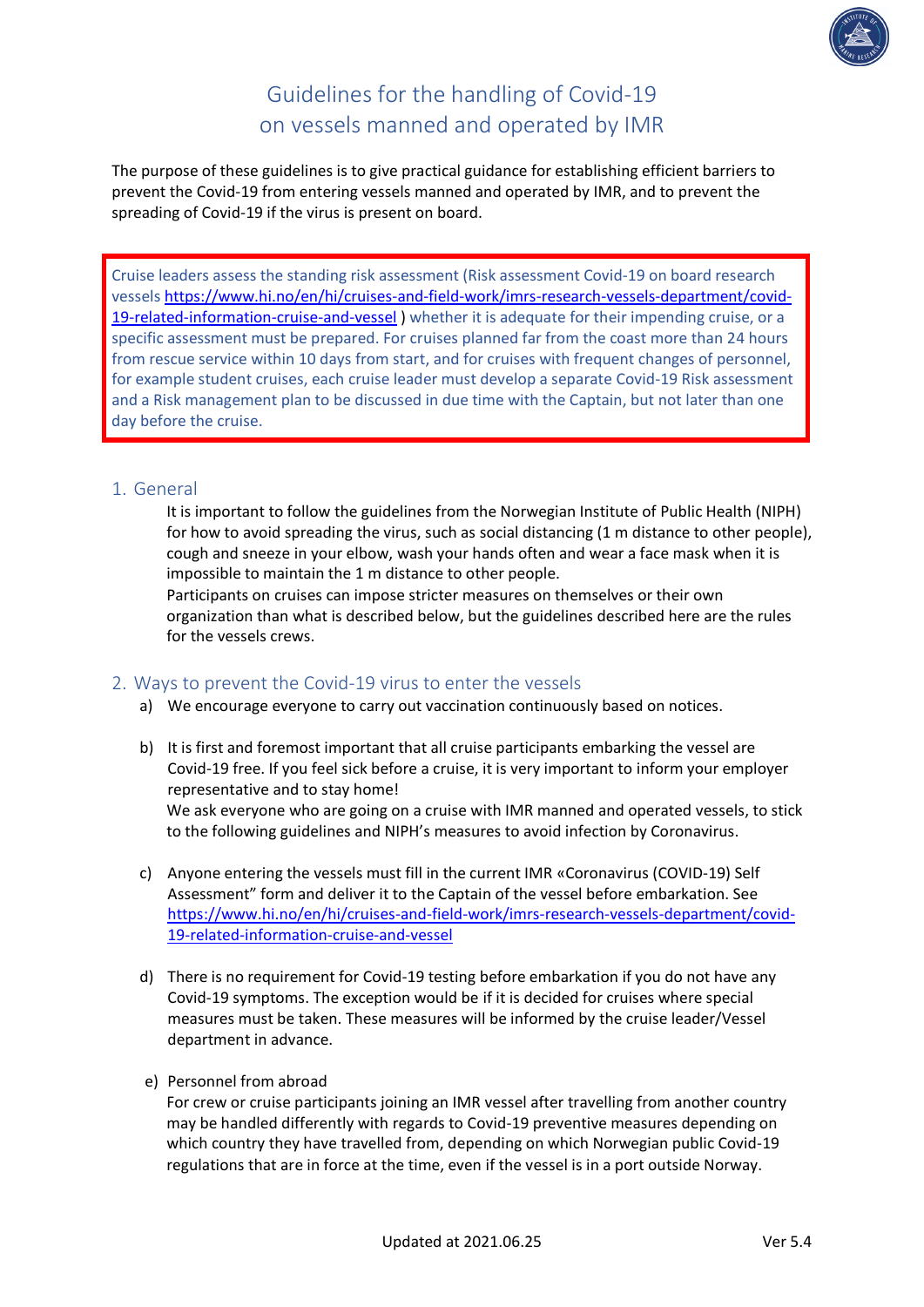# Guidelines for the handling of Covid-19 on vessels manned and operated by IMR

The purpose of these guidelines is to give practical guidance for establishing efficient barriers to prevent the Covid-19 from entering vessels manned and operated by IMR, and to prevent the spreading of Covid-19 if the virus is present on board.

> Cruise leaders assess the standing risk assessment (Risk assessment Covid-19 on board research vessels https://www.hi.no/en/hi/cruises-and-field-work/imrs-research-vessels-department/covid-19-related-information-cruise-and-vessel ) whether it is adequate for their impending cruise, or a specific assessment must be prepared. For cruises planned far from the coast more than 24 hours from rescue service within 10 days from start, and for cruises with frequent changes of personnel, for example student cruises, each cruise leader must develop a separate Covid-19 Risk assessment and a Risk management plan to be discussed in due time with the Captain, but not later than one day before the cruise.

## 1. General

It is important to follow the guidelines from the Norwegian Institute of Public Health (NIPH) for how to avoid spreading the virus, such as social distancing (1 m distance to other people), cough and sneeze in your elbow, wash your hands often and wear a face mask when it is impossible to maintain the 1 m distance to other people.

Participants on cruises can impose stricter measures on themselves or their own organization than what is described below, but the guidelines described here are the rules for the vessels crews.

## 2. Ways to prevent the Covid-19 virus to enter the vessels

a) We encourage everyone to carry out vaccination continuously based on notices.

b) It is first and foremost important that all cruise participants embarking the vessel are Covid-19 free. If you feel sick before a cruise, it is very important to inform your employer representative and to stay home!
We ask everyone who are going on a cruise with IMR manned and operated vessels, to stick to the following guidelines and NIPH's measures to avoid infection by Coronavirus.

c) Anyone entering the vessels must fill in the current IMR «Coronavirus (COVID-19) Self Assessment" form and deliver it to the Captain of the vessel before embarkation. See https://www.hi.no/en/hi/cruises-and-field-work/imrs-research-vessels-department/covid-19-related-information-cruise-and-vessel

d) There is no requirement for Covid-19 testing before embarkation if you do not have any Covid-19 symptoms. The exception would be if it is decided for cruises where special measures must be taken. These measures will be informed by the cruise leader/Vessel department in advance.

e) Personnel from abroad
For crew or cruise participants joining an IMR vessel after travelling from another country may be handled differently with regards to Covid-19 preventive measures depending on which country they have travelled from, depending on which Norwegian public Covid-19 regulations that are in force at the time, even if the vessel is in a port outside Norway.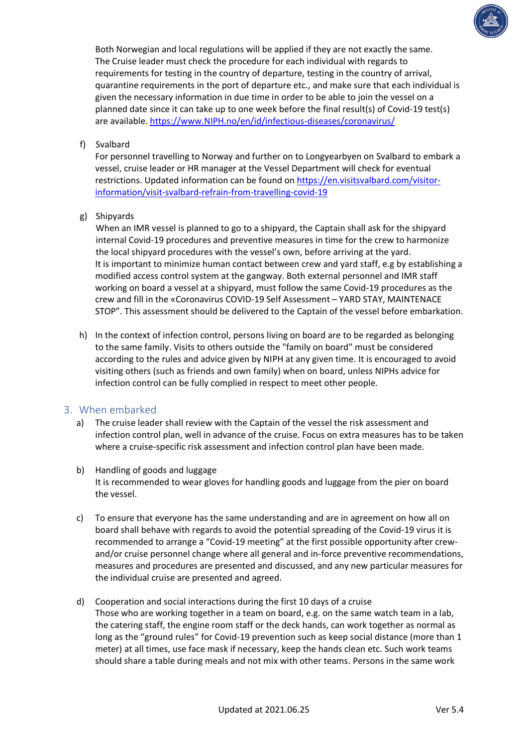Both Norwegian and local regulations will be applied if they are not exactly the same. The Cruise leader must check the procedure for each individual with regards to requirements for testing in the country of departure, testing in the country of arrival, quarantine requirements in the port of departure etc., and make sure that each individual is given the necessary information in due time in order to be able to join the vessel on a planned date since it can take up to one week before the final result(s) of Covid-19 test(s) are available. https://www.NIPH.no/en/id/infectious-diseases/coronavirus/

f) Svalbard
For personnel travelling to Norway and further on to Longyearbyen on Svalbard to embark a vessel, cruise leader or HR manager at the Vessel Department will check for eventual restrictions. Updated information can be found on https://en.visitsvalbard.com/visitor-information/visit-svalbard-refrain-from-travelling-covid-19

g) Shipyards
When an IMR vessel is planned to go to a shipyard, the Captain shall ask for the shipyard internal Covid-19 procedures and preventive measures in time for the crew to harmonize the local shipyard procedures with the vessel's own, before arriving at the yard.
It is important to minimize human contact between crew and yard staff, e.g by establishing a modified access control system at the gangway. Both external personnel and IMR staff working on board a vessel at a shipyard, must follow the same Covid-19 procedures as the crew and fill in the «Coronavirus COVID-19 Self Assessment – YARD STAY, MAINTENACE STOP". This assessment should be delivered to the Captain of the vessel before embarkation.

h) In the context of infection control, persons living on board are to be regarded as belonging to the same family. Visits to others outside the "family on board" must be considered according to the rules and advice given by NIPH at any given time. It is encouraged to avoid visiting others (such as friends and own family) when on board, unless NIPHs advice for infection control can be fully complied in respect to meet other people.

## 3. When embarked

a) The cruise leader shall review with the Captain of the vessel the risk assessment and infection control plan, well in advance of the cruise. Focus on extra measures has to be taken where a cruise-specific risk assessment and infection control plan have been made.

b) Handling of goods and luggage
It is recommended to wear gloves for handling goods and luggage from the pier on board the vessel.

c) To ensure that everyone has the same understanding and are in agreement on how all on board shall behave with regards to avoid the potential spreading of the Covid-19 virus it is recommended to arrange a "Covid-19 meeting" at the first possible opportunity after crew- and/or cruise personnel change where all general and in-force preventive recommendations, measures and procedures are presented and discussed, and any new particular measures for the individual cruise are presented and agreed.

d) Cooperation and social interactions during the first 10 days of a cruise
Those who are working together in a team on board, e.g. on the same watch team in a lab, the catering staff, the engine room staff or the deck hands, can work together as normal as long as the "ground rules" for Covid-19 prevention such as keep social distance (more than 1 meter) at all times, use face mask if necessary, keep the hands clean etc. Such work teams should share a table during meals and not mix with other teams. Persons in the same work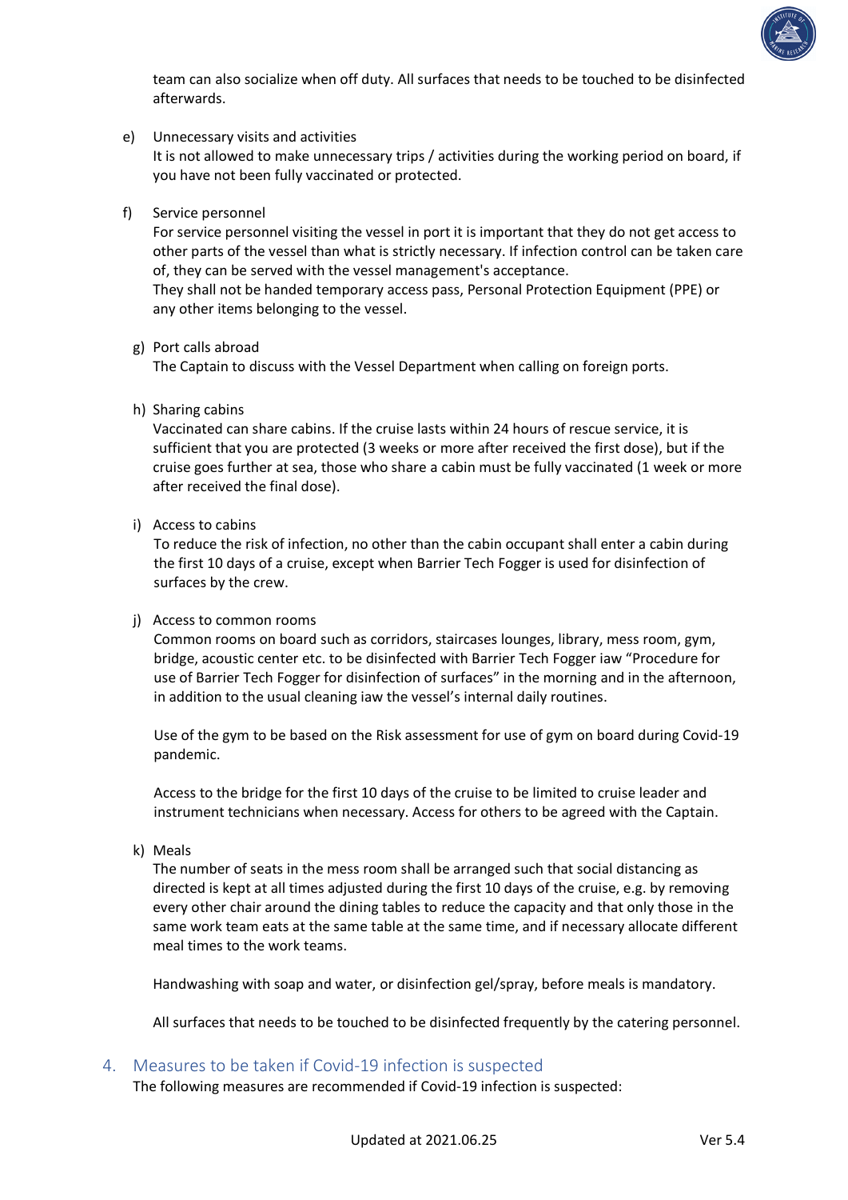team can also socialize when off duty. All surfaces that needs to be touched to be disinfected afterwards.

e) Unnecessary visits and activities
It is not allowed to make unnecessary trips / activities during the working period on board, if you have not been fully vaccinated or protected.

f) Service personnel
For service personnel visiting the vessel in port it is important that they do not get access to other parts of the vessel than what is strictly necessary. If infection control can be taken care of, they can be served with the vessel management's acceptance.
They shall not be handed temporary access pass, Personal Protection Equipment (PPE) or any other items belonging to the vessel.

g) Port calls abroad
The Captain to discuss with the Vessel Department when calling on foreign ports.

h) Sharing cabins
Vaccinated can share cabins. If the cruise lasts within 24 hours of rescue service, it is sufficient that you are protected (3 weeks or more after received the first dose), but if the cruise goes further at sea, those who share a cabin must be fully vaccinated (1 week or more after received the final dose).

i) Access to cabins
To reduce the risk of infection, no other than the cabin occupant shall enter a cabin during the first 10 days of a cruise, except when Barrier Tech Fogger is used for disinfection of surfaces by the crew.

j) Access to common rooms
Common rooms on board such as corridors, staircases lounges, library, mess room, gym, bridge, acoustic center etc. to be disinfected with Barrier Tech Fogger iaw "Procedure for use of Barrier Tech Fogger for disinfection of surfaces" in the morning and in the afternoon, in addition to the usual cleaning iaw the vessel's internal daily routines.

Use of the gym to be based on the Risk assessment for use of gym on board during Covid-19 pandemic.

Access to the bridge for the first 10 days of the cruise to be limited to cruise leader and instrument technicians when necessary. Access for others to be agreed with the Captain.

k) Meals
The number of seats in the mess room shall be arranged such that social distancing as directed is kept at all times adjusted during the first 10 days of the cruise, e.g. by removing every other chair around the dining tables to reduce the capacity and that only those in the same work team eats at the same table at the same time, and if necessary allocate different meal times to the work teams.

Handwashing with soap and water, or disinfection gel/spray, before meals is mandatory.

All surfaces that needs to be touched to be disinfected frequently by the catering personnel.

## 4. Measures to be taken if Covid-19 infection is suspected

The following measures are recommended if Covid-19 infection is suspected: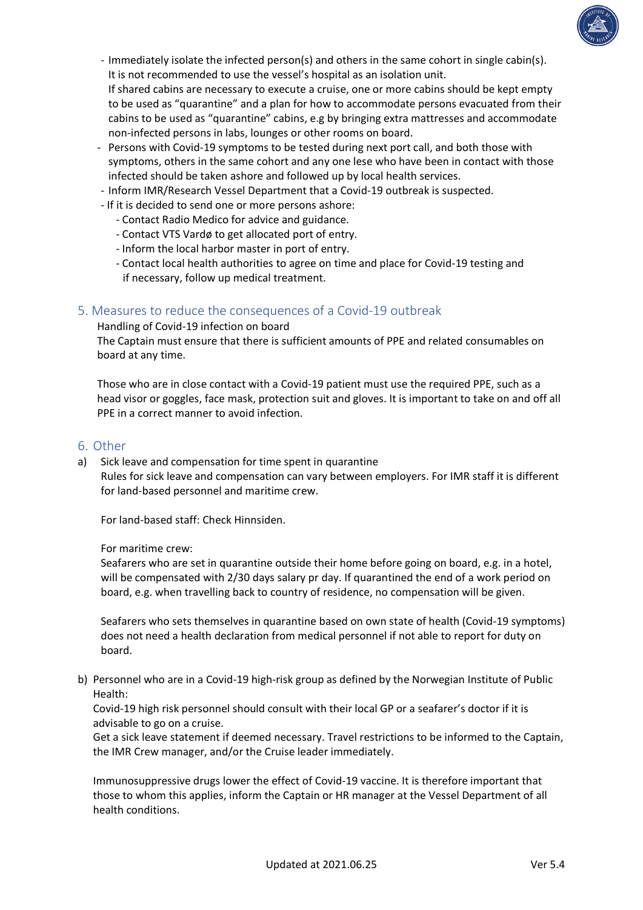- Immediately isolate the infected person(s) and others in the same cohort in single cabin(s). It is not recommended to use the vessel's hospital as an isolation unit.
  If shared cabins are necessary to execute a cruise, one or more cabins should be kept empty to be used as "quarantine" and a plan for how to accommodate persons evacuated from their cabins to be used as "quarantine" cabins, e.g by bringing extra mattresses and accommodate non-infected persons in labs, lounges or other rooms on board.
- Persons with Covid-19 symptoms to be tested during next port call, and both those with symptoms, others in the same cohort and any one lese who have been in contact with those infected should be taken ashore and followed up by local health services.
- Inform IMR/Research Vessel Department that a Covid-19 outbreak is suspected.
- If it is decided to send one or more persons ashore:
  - Contact Radio Medico for advice and guidance.
  - Contact VTS Vardø to get allocated port of entry.
  - Inform the local harbor master in port of entry.
  - Contact local health authorities to agree on time and place for Covid-19 testing and if necessary, follow up medical treatment.

## 5. Measures to reduce the consequences of a Covid-19 outbreak

Handling of Covid-19 infection on board

The Captain must ensure that there is sufficient amounts of PPE and related consumables on board at any time.

Those who are in close contact with a Covid-19 patient must use the required PPE, such as a head visor or goggles, face mask, protection suit and gloves. It is important to take on and off all PPE in a correct manner to avoid infection.

## 6. Other

a) Sick leave and compensation for time spent in quarantine

Rules for sick leave and compensation can vary between employers. For IMR staff it is different for land-based personnel and maritime crew.

For land-based staff: Check Hinnsiden.

For maritime crew:

Seafarers who are set in quarantine outside their home before going on board, e.g. in a hotel, will be compensated with 2/30 days salary pr day. If quarantined the end of a work period on board, e.g. when travelling back to country of residence, no compensation will be given.

Seafarers who sets themselves in quarantine based on own state of health (Covid-19 symptoms) does not need a health declaration from medical personnel if not able to report for duty on board.

b) Personnel who are in a Covid-19 high-risk group as defined by the Norwegian Institute of Public Health:

Covid-19 high risk personnel should consult with their local GP or a seafarer's doctor if it is advisable to go on a cruise.

Get a sick leave statement if deemed necessary. Travel restrictions to be informed to the Captain, the IMR Crew manager, and/or the Cruise leader immediately.

Immunosuppressive drugs lower the effect of Covid-19 vaccine. It is therefore important that those to whom this applies, inform the Captain or HR manager at the Vessel Department of all health conditions.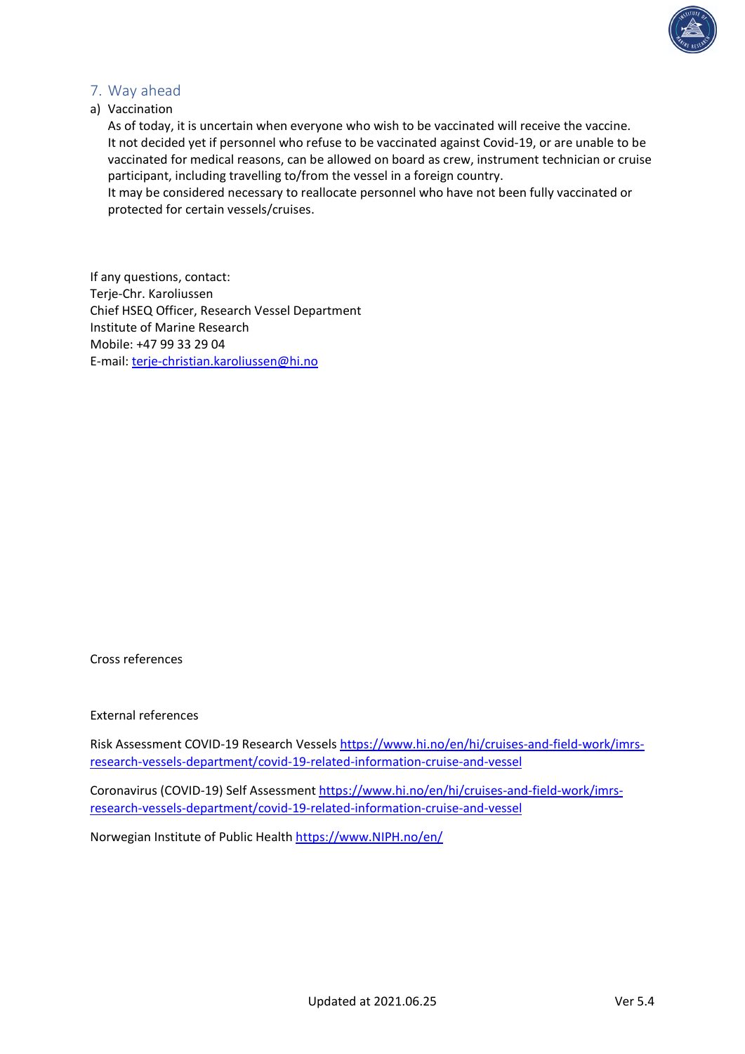## 7. Way ahead

a) Vaccination

As of today, it is uncertain when everyone who wish to be vaccinated will receive the vaccine.
It not decided yet if personnel who refuse to be vaccinated against Covid-19, or are unable to be vaccinated for medical reasons, can be allowed on board as crew, instrument technician or cruise participant, including travelling to/from the vessel in a foreign country.
It may be considered necessary to reallocate personnel who have not been fully vaccinated or protected for certain vessels/cruises.

If any questions, contact:
Terje-Chr. Karoliussen
Chief HSEQ Officer, Research Vessel Department
Institute of Marine Research
Mobile: +47 99 33 29 04
E-mail: terje-christian.karoliussen@hi.no

Cross references

External references

Risk Assessment COVID-19 Research Vessels https://www.hi.no/en/hi/cruises-and-field-work/imrs-research-vessels-department/covid-19-related-information-cruise-and-vessel

Coronavirus (COVID-19) Self Assessment https://www.hi.no/en/hi/cruises-and-field-work/imrs-research-vessels-department/covid-19-related-information-cruise-and-vessel

Norwegian Institute of Public Health https://www.NIPH.no/en/

Updated at 2021.06.25 Ver 5.4